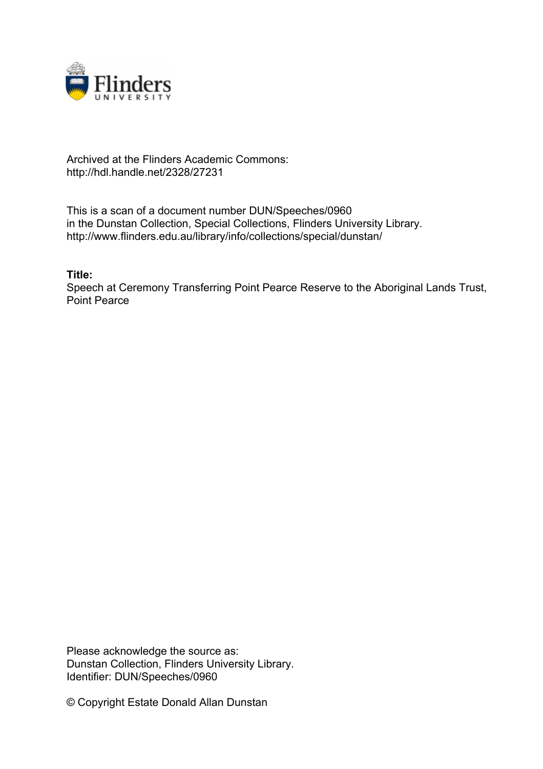Archived at the Flinders Academic Commons:
http://hdl.handle.net/2328/27231

This is a scan of a document number DUN/Speeches/0960
in the Dunstan Collection, Special Collections, Flinders University Library.
http://www.flinders.edu.au/library/info/collections/special/dunstan/

**Title:**
Speech at Ceremony Transferring Point Pearce Reserve to the Aboriginal Lands Trust, Point Pearce

Please acknowledge the source as:
Dunstan Collection, Flinders University Library.
Identifier: DUN/Speeches/0960

© Copyright Estate Donald Allan Dunstan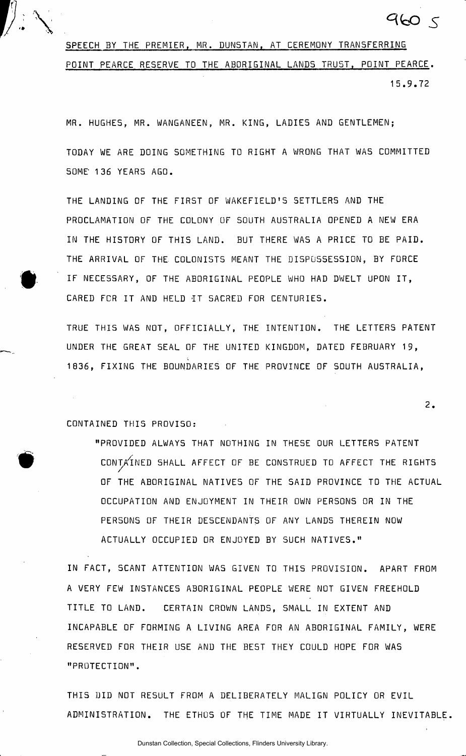**SPEECH BY THE PREMIER, MR. DUNSTAN, AT CEREMONY TRANSFERRING POINT PEARCE RESERVE TO THE ABORIGINAL LANDS TRUST, POINT PEARCE.**

15.9.72

MR. HUGHES, MR. WANGANEEN, MR. KING, LADIES AND GENTLEMEN;

TODAY WE ARE DOING SOMETHING TO RIGHT A WRONG THAT WAS COMMITTED SOME 136 YEARS AGO.

THE LANDING OF THE FIRST OF WAKEFIELD'S SETTLERS AND THE PROCLAMATION OF THE COLONY OF SOUTH AUSTRALIA OPENED A NEW ERA IN THE HISTORY OF THIS LAND. BUT THERE WAS A PRICE TO BE PAID. THE ARRIVAL OF THE COLONISTS MEANT THE DISPOSSESSION, BY FORCE IF NECESSARY, OF THE ABORIGINAL PEOPLE WHO HAD DWELT UPON IT, CARED FOR IT AND HELD IT SACRED FOR CENTURIES.

TRUE THIS WAS NOT, OFFICIALLY, THE INTENTION. THE LETTERS PATENT UNDER THE GREAT SEAL OF THE UNITED KINGDOM, DATED FEBRUARY 19, 1836, FIXING THE BOUNDARIES OF THE PROVINCE OF SOUTH AUSTRALIA, CONTAINED THIS PROVISO:

> "PROVIDED ALWAYS THAT NOTHING IN THESE OUR LETTERS PATENT CONTAINED SHALL AFFECT OF BE CONSTRUED TO AFFECT THE RIGHTS OF THE ABORIGINAL NATIVES OF THE SAID PROVINCE TO THE ACTUAL OCCUPATION AND ENJOYMENT IN THEIR OWN PERSONS OR IN THE PERSONS OF THEIR DESCENDANTS OF ANY LANDS THEREIN NOW ACTUALLY OCCUPIED OR ENJOYED BY SUCH NATIVES."

IN FACT, SCANT ATTENTION WAS GIVEN TO THIS PROVISION. APART FROM A VERY FEW INSTANCES ABORIGINAL PEOPLE WERE NOT GIVEN FREEHOLD TITLE TO LAND. CERTAIN CROWN LANDS, SMALL IN EXTENT AND INCAPABLE OF FORMING A LIVING AREA FOR AN ABORIGINAL FAMILY, WERE RESERVED FOR THEIR USE AND THE BEST THEY COULD HOPE FOR WAS "PROTECTION".

THIS DID NOT RESULT FROM A DELIBERATELY MALIGN POLICY OR EVIL ADMINISTRATION. THE ETHOS OF THE TIME MADE IT VIRTUALLY INEVITABLE.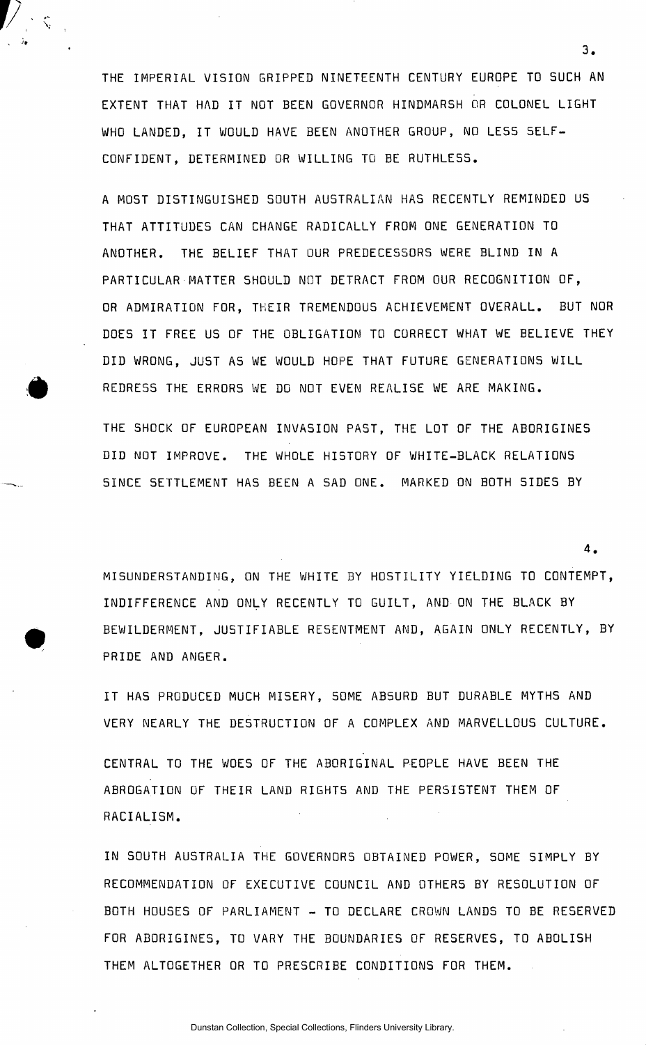THE IMPERIAL VISION GRIPPED NINETEENTH CENTURY EUROPE TO SUCH AN EXTENT THAT HAD IT NOT BEEN GOVERNOR HINDMARSH OR COLONEL LIGHT WHO LANDED, IT WOULD HAVE BEEN ANOTHER GROUP, NO LESS SELF-CONFIDENT, DETERMINED OR WILLING TO BE RUTHLESS.

A MOST DISTINGUISHED SOUTH AUSTRALIAN HAS RECENTLY REMINDED US THAT ATTITUDES CAN CHANGE RADICALLY FROM ONE GENERATION TO ANOTHER. THE BELIEF THAT OUR PREDECESSORS WERE BLIND IN A PARTICULAR MATTER SHOULD NOT DETRACT FROM OUR RECOGNITION OF, OR ADMIRATION FOR, THEIR TREMENDOUS ACHIEVEMENT OVERALL. BUT NOR DOES IT FREE US OF THE OBLIGATION TO CORRECT WHAT WE BELIEVE THEY DID WRONG, JUST AS WE WOULD HOPE THAT FUTURE GENERATIONS WILL REDRESS THE ERRORS WE DO NOT EVEN REALISE WE ARE MAKING.

THE SHOCK OF EUROPEAN INVASION PAST, THE LOT OF THE ABORIGINES DID NOT IMPROVE. THE WHOLE HISTORY OF WHITE-BLACK RELATIONS SINCE SETTLEMENT HAS BEEN A SAD ONE. MARKED ON BOTH SIDES BY MISUNDERSTANDING, ON THE WHITE BY HOSTILITY YIELDING TO CONTEMPT, INDIFFERENCE AND ONLY RECENTLY TO GUILT, AND ON THE BLACK BY BEWILDERMENT, JUSTIFIABLE RESENTMENT AND, AGAIN ONLY RECENTLY, BY PRIDE AND ANGER.

IT HAS PRODUCED MUCH MISERY, SOME ABSURD BUT DURABLE MYTHS AND VERY NEARLY THE DESTRUCTION OF A COMPLEX AND MARVELLOUS CULTURE.

CENTRAL TO THE WOES OF THE ABORIGINAL PEOPLE HAVE BEEN THE ABROGATION OF THEIR LAND RIGHTS AND THE PERSISTENT THEM OF RACIALISM.

IN SOUTH AUSTRALIA THE GOVERNORS OBTAINED POWER, SOME SIMPLY BY RECOMMENDATION OF EXECUTIVE COUNCIL AND OTHERS BY RESOLUTION OF BOTH HOUSES OF PARLIAMENT - TO DECLARE CROWN LANDS TO BE RESERVED FOR ABORIGINES, TO VARY THE BOUNDARIES OF RESERVES, TO ABOLISH THEM ALTOGETHER OR TO PRESCRIBE CONDITIONS FOR THEM.

Dunstan Collection, Special Collections, Flinders University Library.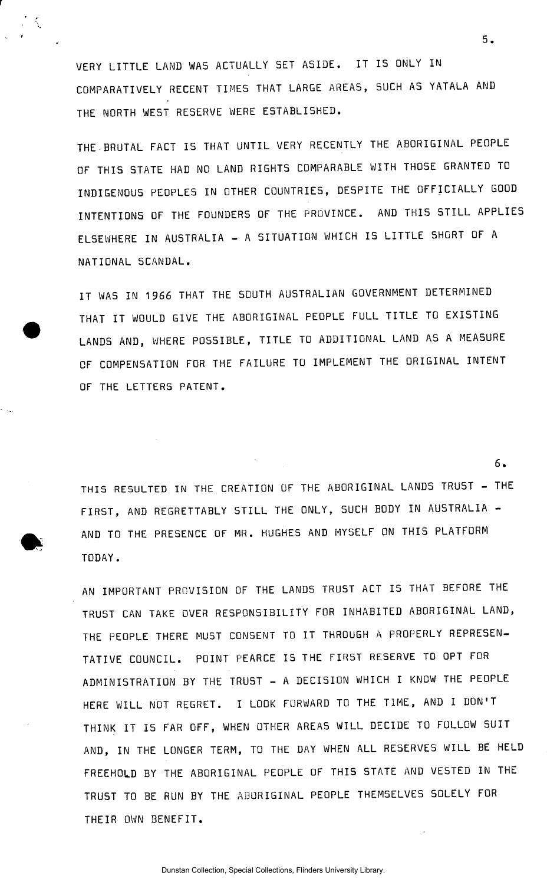VERY LITTLE LAND WAS ACTUALLY SET ASIDE. IT IS ONLY IN COMPARATIVELY RECENT TIMES THAT LARGE AREAS, SUCH AS YATALA AND THE NORTH WEST RESERVE WERE ESTABLISHED.

THE BRUTAL FACT IS THAT UNTIL VERY RECENTLY THE ABORIGINAL PEOPLE OF THIS STATE HAD NO LAND RIGHTS COMPARABLE WITH THOSE GRANTED TO INDIGENOUS PEOPLES IN OTHER COUNTRIES, DESPITE THE OFFICIALLY GOOD INTENTIONS OF THE FOUNDERS OF THE PROVINCE. AND THIS STILL APPLIES ELSEWHERE IN AUSTRALIA - A SITUATION WHICH IS LITTLE SHORT OF A NATIONAL SCANDAL.

IT WAS IN 1966 THAT THE SOUTH AUSTRALIAN GOVERNMENT DETERMINED THAT IT WOULD GIVE THE ABORIGINAL PEOPLE FULL TITLE TO EXISTING LANDS AND, WHERE POSSIBLE, TITLE TO ADDITIONAL LAND AS A MEASURE OF COMPENSATION FOR THE FAILURE TO IMPLEMENT THE ORIGINAL INTENT OF THE LETTERS PATENT.

THIS RESULTED IN THE CREATION OF THE ABORIGINAL LANDS TRUST - THE FIRST, AND REGRETTABLY STILL THE ONLY, SUCH BODY IN AUSTRALIA - AND TO THE PRESENCE OF MR. HUGHES AND MYSELF ON THIS PLATFORM TODAY.

AN IMPORTANT PROVISION OF THE LANDS TRUST ACT IS THAT BEFORE THE TRUST CAN TAKE OVER RESPONSIBILITY FOR INHABITED ABORIGINAL LAND, THE PEOPLE THERE MUST CONSENT TO IT THROUGH A PROPERLY REPRESENTATIVE COUNCIL. POINT PEARCE IS THE FIRST RESERVE TO OPT FOR ADMINISTRATION BY THE TRUST - A DECISION WHICH I KNOW THE PEOPLE HERE WILL NOT REGRET. I LOOK FORWARD TO THE TIME, AND I DON'T THINK IT IS FAR OFF, WHEN OTHER AREAS WILL DECIDE TO FOLLOW SUIT AND, IN THE LONGER TERM, TO THE DAY WHEN ALL RESERVES WILL BE HELD FREEHOLD BY THE ABORIGINAL PEOPLE OF THIS STATE AND VESTED IN THE TRUST TO BE RUN BY THE ABORIGINAL PEOPLE THEMSELVES SOLELY FOR THEIR OWN BENEFIT.

Dunstan Collection, Special Collections, Flinders University Library.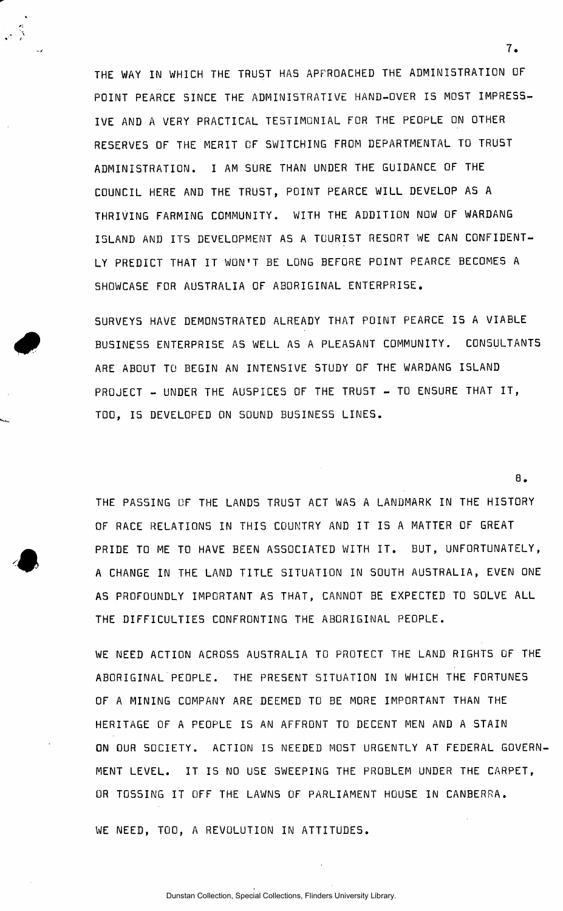THE WAY IN WHICH THE TRUST HAS APPROACHED THE ADMINISTRATION OF POINT PEARCE SINCE THE ADMINISTRATIVE HAND-OVER IS MOST IMPRESSIVE AND A VERY PRACTICAL TESTIMONIAL FOR THE PEOPLE ON OTHER RESERVES OF THE MERIT OF SWITCHING FROM DEPARTMENTAL TO TRUST ADMINISTRATION. I AM SURE THAN UNDER THE GUIDANCE OF THE COUNCIL HERE AND THE TRUST, POINT PEARCE WILL DEVELOP AS A THRIVING FARMING COMMUNITY. WITH THE ADDITION NOW OF WARDANG ISLAND AND ITS DEVELOPMENT AS A TOURIST RESORT WE CAN CONFIDENTLY PREDICT THAT IT WON'T BE LONG BEFORE POINT PEARCE BECOMES A SHOWCASE FOR AUSTRALIA OF ABORIGINAL ENTERPRISE.

SURVEYS HAVE DEMONSTRATED ALREADY THAT POINT PEARCE IS A VIABLE BUSINESS ENTERPRISE AS WELL AS A PLEASANT COMMUNITY. CONSULTANTS ARE ABOUT TO BEGIN AN INTENSIVE STUDY OF THE WARDANG ISLAND PROJECT - UNDER THE AUSPICES OF THE TRUST - TO ENSURE THAT IT, TOO, IS DEVELOPED ON SOUND BUSINESS LINES.

THE PASSING OF THE LANDS TRUST ACT WAS A LANDMARK IN THE HISTORY OF RACE RELATIONS IN THIS COUNTRY AND IT IS A MATTER OF GREAT PRIDE TO ME TO HAVE BEEN ASSOCIATED WITH IT. BUT, UNFORTUNATELY, A CHANGE IN THE LAND TITLE SITUATION IN SOUTH AUSTRALIA, EVEN ONE AS PROFOUNDLY IMPORTANT AS THAT, CANNOT BE EXPECTED TO SOLVE ALL THE DIFFICULTIES CONFRONTING THE ABORIGINAL PEOPLE.

WE NEED ACTION ACROSS AUSTRALIA TO PROTECT THE LAND RIGHTS OF THE ABORIGINAL PEOPLE. THE PRESENT SITUATION IN WHICH THE FORTUNES OF A MINING COMPANY ARE DEEMED TO BE MORE IMPORTANT THAN THE HERITAGE OF A PEOPLE IS AN AFFRONT TO DECENT MEN AND A STAIN ON OUR SOCIETY. ACTION IS NEEDED MOST URGENTLY AT FEDERAL GOVERNMENT LEVEL. IT IS NO USE SWEEPING THE PROBLEM UNDER THE CARPET, OR TOSSING IT OFF THE LAWNS OF PARLIAMENT HOUSE IN CANBERRA.

WE NEED, TOO, A REVOLUTION IN ATTITUDES.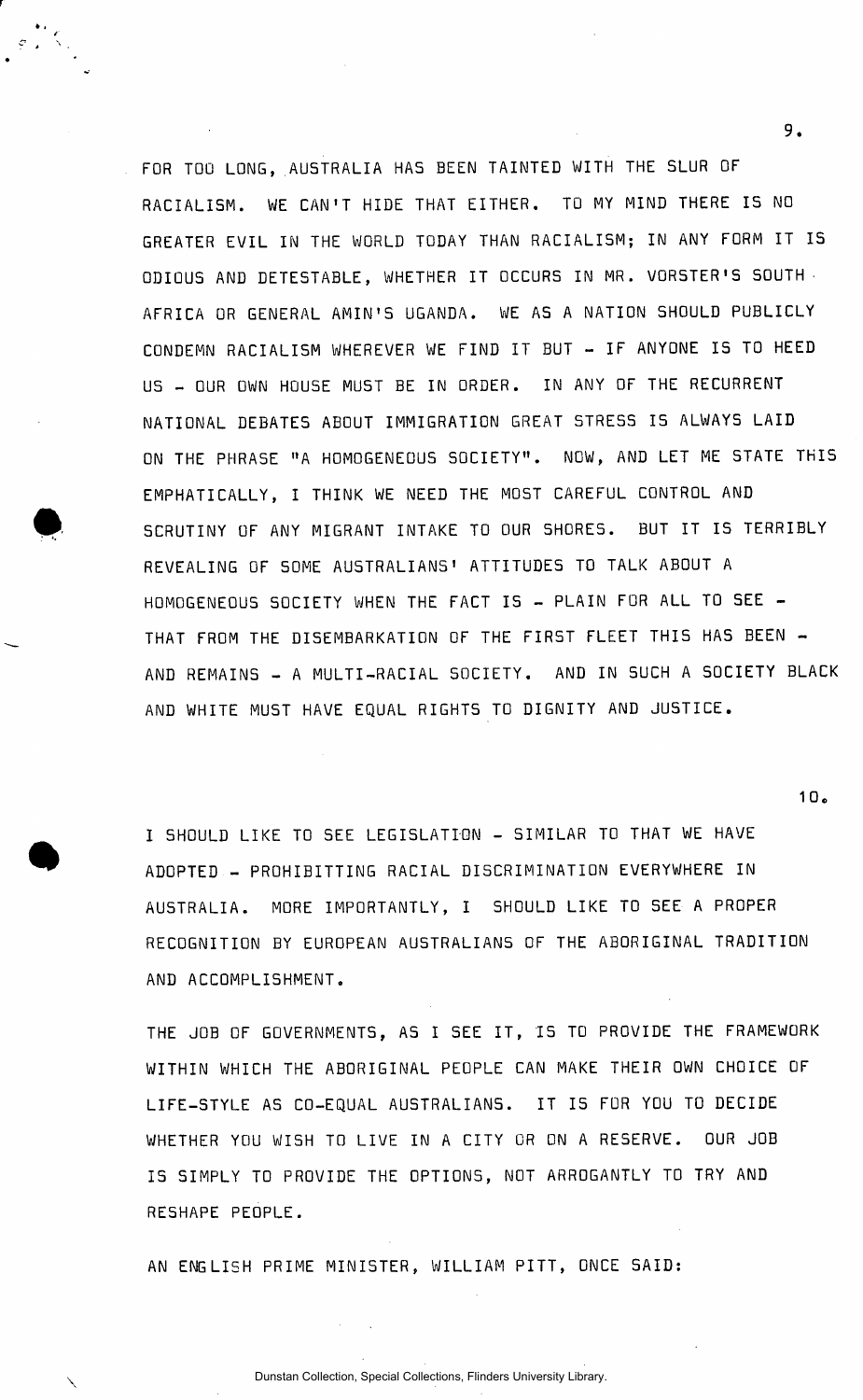FOR TOO LONG, AUSTRALIA HAS BEEN TAINTED WITH THE SLUR OF RACIALISM. WE CAN'T HIDE THAT EITHER. TO MY MIND THERE IS NO GREATER EVIL IN THE WORLD TODAY THAN RACIALISM; IN ANY FORM IT IS ODIOUS AND DETESTABLE, WHETHER IT OCCURS IN MR. VORSTER'S SOUTH AFRICA OR GENERAL AMIN'S UGANDA. WE AS A NATION SHOULD PUBLICLY CONDEMN RACIALISM WHEREVER WE FIND IT BUT - IF ANYONE IS TO HEED US - OUR OWN HOUSE MUST BE IN ORDER. IN ANY OF THE RECURRENT NATIONAL DEBATES ABOUT IMMIGRATION GREAT STRESS IS ALWAYS LAID ON THE PHRASE "A HOMOGENEOUS SOCIETY". NOW, AND LET ME STATE THIS EMPHATICALLY, I THINK WE NEED THE MOST CAREFUL CONTROL AND SCRUTINY OF ANY MIGRANT INTAKE TO OUR SHORES. BUT IT IS TERRIBLY REVEALING OF SOME AUSTRALIANS' ATTITUDES TO TALK ABOUT A HOMOGENEOUS SOCIETY WHEN THE FACT IS - PLAIN FOR ALL TO SEE - THAT FROM THE DISEMBARKATION OF THE FIRST FLEET THIS HAS BEEN - AND REMAINS - A MULTI-RACIAL SOCIETY. AND IN SUCH A SOCIETY BLACK AND WHITE MUST HAVE EQUAL RIGHTS TO DIGNITY AND JUSTICE.

10.

I SHOULD LIKE TO SEE LEGISLATION - SIMILAR TO THAT WE HAVE ADOPTED - PROHIBITTING RACIAL DISCRIMINATION EVERYWHERE IN AUSTRALIA. MORE IMPORTANTLY, I SHOULD LIKE TO SEE A PROPER RECOGNITION BY EUROPEAN AUSTRALIANS OF THE ABORIGINAL TRADITION AND ACCOMPLISHMENT.

THE JOB OF GOVERNMENTS, AS I SEE IT, IS TO PROVIDE THE FRAMEWORK WITHIN WHICH THE ABORIGINAL PEOPLE CAN MAKE THEIR OWN CHOICE OF LIFE-STYLE AS CO-EQUAL AUSTRALIANS. IT IS FOR YOU TO DECIDE WHETHER YOU WISH TO LIVE IN A CITY OR ON A RESERVE. OUR JOB IS SIMPLY TO PROVIDE THE OPTIONS, NOT ARROGANTLY TO TRY AND RESHAPE PEOPLE.

AN ENGLISH PRIME MINISTER, WILLIAM PITT, ONCE SAID:

Dunstan Collection, Special Collections, Flinders University Library.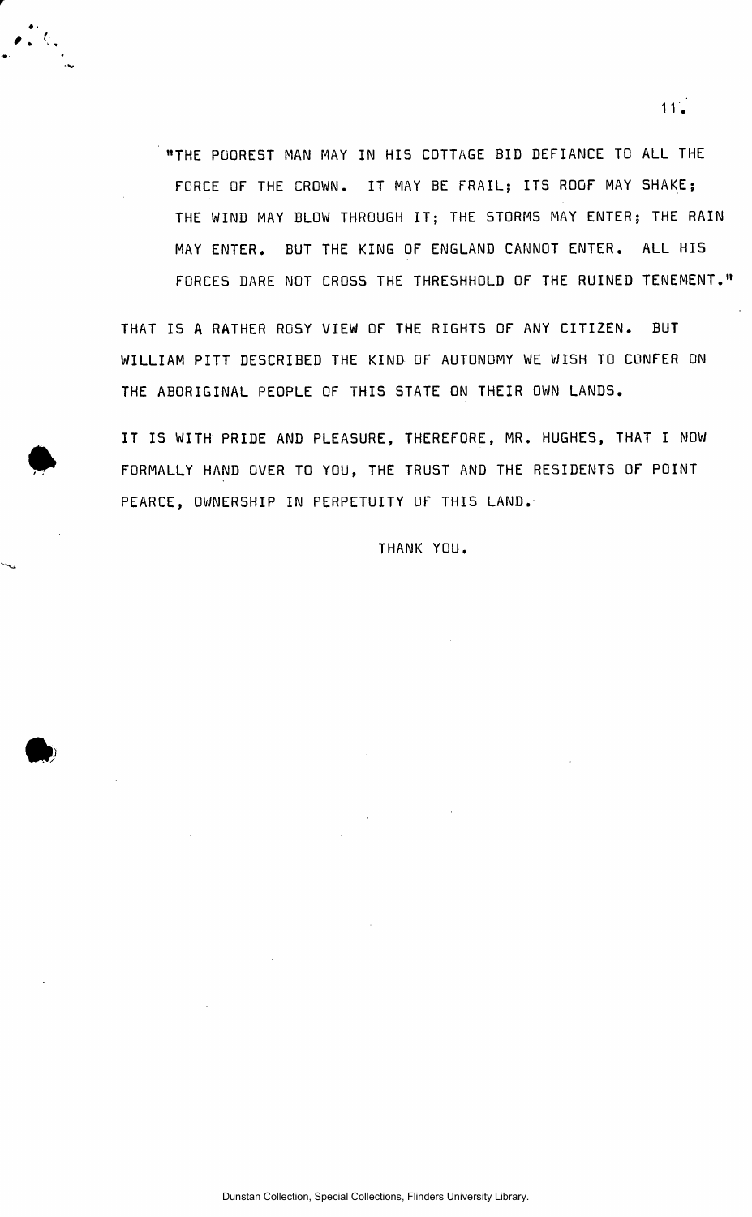"THE POOREST MAN MAY IN HIS COTTAGE BID DEFIANCE TO ALL THE FORCE OF THE CROWN. IT MAY BE FRAIL; ITS ROOF MAY SHAKE; THE WIND MAY BLOW THROUGH IT; THE STORMS MAY ENTER; THE RAIN MAY ENTER. BUT THE KING OF ENGLAND CANNOT ENTER. ALL HIS FORCES DARE NOT CROSS THE THRESHHOLD OF THE RUINED TENEMENT."

THAT IS A RATHER ROSY VIEW OF THE RIGHTS OF ANY CITIZEN. BUT WILLIAM PITT DESCRIBED THE KIND OF AUTONOMY WE WISH TO CONFER ON THE ABORIGINAL PEOPLE OF THIS STATE ON THEIR OWN LANDS.

IT IS WITH PRIDE AND PLEASURE, THEREFORE, MR. HUGHES, THAT I NOW FORMALLY HAND OVER TO YOU, THE TRUST AND THE RESIDENTS OF POINT PEARCE, OWNERSHIP IN PERPETUITY OF THIS LAND.

THANK YOU.

Dunstan Collection, Special Collections, Flinders University Library.